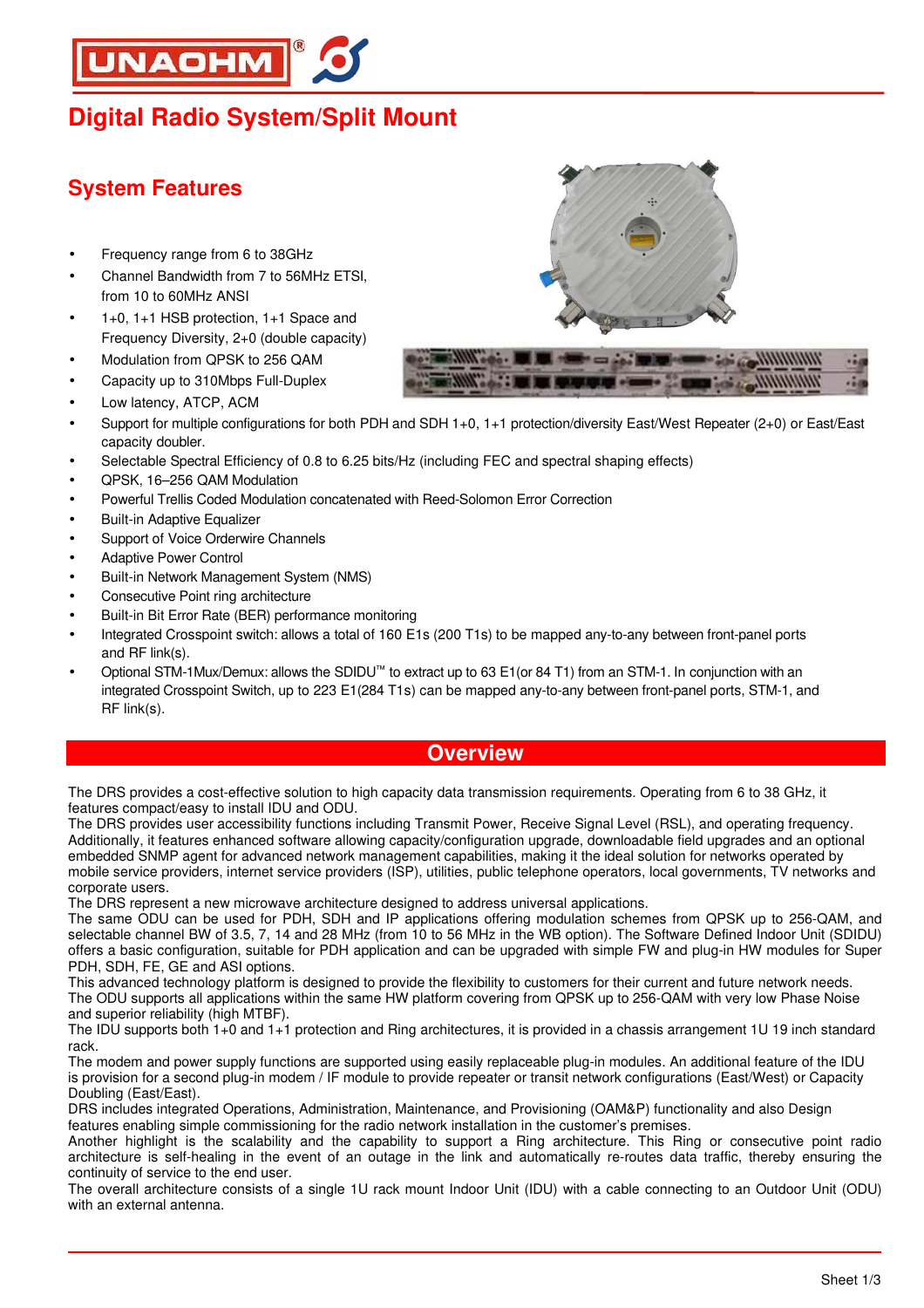# Digital Radio System/Split Mount

## System Features

- Frequency range from 6 to 38GHz
- Channel Bandwidth from 7 to 56MHz ETSI, from 10 to 60MHz ANSI
- 1+0, 1+1 HSB protection, 1+1 Space and Frequency Diversity, 2+0 (double capacity)
- Modulation from QPSK to 256 QAM
- Capacity up to 310Mbps Full-Duplex
- Low latency, ATCP, ACM
- Support for multiple configurations for both PDH and SDH 1+0, 1+1 protection/diversity East/West Repeater (2+0) or East/East capacity doubler.
- Selectable Spectral Efficiency of 0.8 to 6.25 bits/Hz (including FEC and spectral shaping effects)
- QPSK, 16–256 QAM Modulation
- Powerful Trellis Coded Modulation concatenated with Reed-Solomon Error Correction
- Built-in Adaptive Equalizer
- Support of Voice Orderwire Channels
- Adaptive Power Control
- Built-in Network Management System (NMS)
- Consecutive Point ring architecture
- Built-in Bit Error Rate (BER) performance monitoring
- Integrated Crosspoint switch: allows a total of 160 E1s (200 T1s) to be mapped any-to-any between front-panel ports and RF link(s).
- Optional STM-1Mux/Demux: allows the SDIDU™ to extract up to 63 E1(or 84 T1) from an STM-1. In conjunction with an integrated Crosspoint Switch, up to 223 E1(284 T1s) can be mapped any-to-any between front-panel ports, STM-1, and RF link(s).

## Overview

The DRS provides a cost-effective solution to high capacity data transmission requirements. Operating from 6 to 38 GHz, it features compact/easy to install IDU and ODU.
The DRS provides user accessibility functions including Transmit Power, Receive Signal Level (RSL), and operating frequency. Additionally, it features enhanced software allowing capacity/configuration upgrade, downloadable field upgrades and an optional embedded SNMP agent for advanced network management capabilities, making it the ideal solution for networks operated by mobile service providers, internet service providers (ISP), utilities, public telephone operators, local governments, TV networks and corporate users.
The DRS represent a new microwave architecture designed to address universal applications.
The same ODU can be used for PDH, SDH and IP applications offering modulation schemes from QPSK up to 256-QAM, and selectable channel BW of 3.5, 7, 14 and 28 MHz (from 10 to 56 MHz in the WB option). The Software Defined Indoor Unit (SDIDU) offers a basic configuration, suitable for PDH application and can be upgraded with simple FW and plug-in HW modules for Super PDH, SDH, FE, GE and ASI options.
This advanced technology platform is designed to provide the flexibility to customers for their current and future network needs.
The ODU supports all applications within the same HW platform covering from QPSK up to 256-QAM with very low Phase Noise and superior reliability (high MTBF).
The IDU supports both 1+0 and 1+1 protection and Ring architectures, it is provided in a chassis arrangement 1U 19 inch standard rack.
The modem and power supply functions are supported using easily replaceable plug-in modules. An additional feature of the IDU is provision for a second plug-in modem / IF module to provide repeater or transit network configurations (East/West) or Capacity Doubling (East/East).
DRS includes integrated Operations, Administration, Maintenance, and Provisioning (OAM&P) functionality and also Design features enabling simple commissioning for the radio network installation in the customer's premises.
Another highlight is the scalability and the capability to support a Ring architecture. This Ring or consecutive point radio architecture is self-healing in the event of an outage in the link and automatically re-routes data traffic, thereby ensuring the continuity of service to the end user.
The overall architecture consists of a single 1U rack mount Indoor Unit (IDU) with a cable connecting to an Outdoor Unit (ODU) with an external antenna.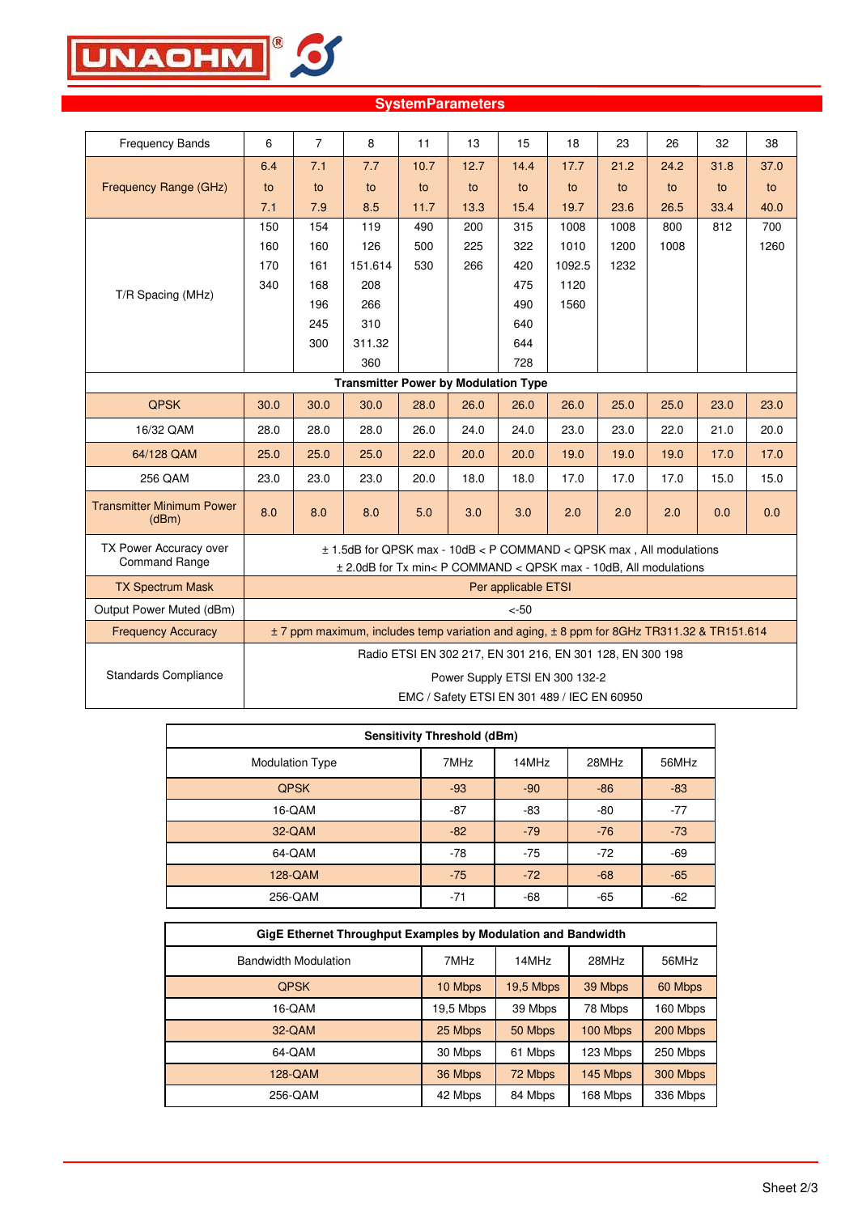## SystemParameters

| Frequency Bands | 6 | 7 | 8 | 11 | 13 | 15 | 18 | 23 | 26 | 32 | 38 |
|---|---|---|---|---|---|---|---|---|---|---|---|
| Frequency Range (GHz) | 6.4 to 7.1 | 7.1 to 7.9 | 7.7 to 8.5 | 10.7 to 11.7 | 12.7 to 13.3 | 14.4 to 15.4 | 17.7 to 19.7 | 21.2 to 23.6 | 24.2 to 26.5 | 31.8 to 33.4 | 37.0 to 40.0 |
| T/R Spacing (MHz) | 150<br>160<br>170<br>340 | 154<br>160<br>161<br>168<br>196<br>245<br>300 | 119<br>126<br>151.614<br>208<br>266<br>310<br>311.32<br>360 | 490<br>500<br>530 | 200<br>225<br>266 | 315<br>322<br>420<br>475<br>490<br>640<br>644<br>728 | 1008<br>1010<br>1092.5<br>1120<br>1560 | 1008<br>1200<br>1232 | 800<br>1008 | 812 | 700<br>1260 |
| **Transmitter Power by Modulation Type** | | | | | | | | | | | |
| QPSK | 30.0 | 30.0 | 30.0 | 28.0 | 26.0 | 26.0 | 26.0 | 25.0 | 25.0 | 23.0 | 23.0 |
| 16/32 QAM | 28.0 | 28.0 | 28.0 | 26.0 | 24.0 | 24.0 | 23.0 | 23.0 | 22.0 | 21.0 | 20.0 |
| 64/128 QAM | 25.0 | 25.0 | 25.0 | 22.0 | 20.0 | 20.0 | 19.0 | 19.0 | 19.0 | 17.0 | 17.0 |
| 256 QAM | 23.0 | 23.0 | 23.0 | 20.0 | 18.0 | 18.0 | 17.0 | 17.0 | 17.0 | 15.0 | 15.0 |
| Transmitter Minimum Power (dBm) | 8.0 | 8.0 | 8.0 | 5.0 | 3.0 | 3.0 | 2.0 | 2.0 | 2.0 | 0.0 | 0.0 |
| TX Power Accuracy over Command Range | ± 1.5dB for QPSK max - 10dB < P COMMAND < QPSK max , All modulations<br>± 2.0dB for Tx min< P COMMAND < QPSK max - 10dB, All modulations | | | | | | | | | | |
| TX Spectrum Mask | Per applicable ETSI | | | | | | | | | | |
| Output Power Muted (dBm) | <-50 | | | | | | | | | | |
| Frequency Accuracy | ± 7 ppm maximum, includes temp variation and aging, ± 8 ppm for 8GHz TR311.32 & TR151.614 | | | | | | | | | | |
| Standards Compliance | Radio ETSI EN 302 217, EN 301 216, EN 301 128, EN 300 198<br>Power Supply ETSI EN 300 132-2<br>EMC / Safety ETSI EN 301 489 / IEC EN 60950 | | | | | | | | | | |

| Sensitivity Threshold (dBm) | | | | |
|---|---|---|---|---|
| Modulation Type | 7MHz | 14MHz | 28MHz | 56MHz |
| QPSK | -93 | -90 | -86 | -83 |
| 16-QAM | -87 | -83 | -80 | -77 |
| 32-QAM | -82 | -79 | -76 | -73 |
| 64-QAM | -78 | -75 | -72 | -69 |
| 128-QAM | -75 | -72 | -68 | -65 |
| 256-QAM | -71 | -68 | -65 | -62 |

| GigE Ethernet Throughput Examples by Modulation and Bandwidth | | | | |
|---|---|---|---|---|
| Bandwidth Modulation | 7MHz | 14MHz | 28MHz | 56MHz |
| QPSK | 10 Mbps | 19,5 Mbps | 39 Mbps | 60 Mbps |
| 16-QAM | 19,5 Mbps | 39 Mbps | 78 Mbps | 160 Mbps |
| 32-QAM | 25 Mbps | 50 Mbps | 100 Mbps | 200 Mbps |
| 64-QAM | 30 Mbps | 61 Mbps | 123 Mbps | 250 Mbps |
| 128-QAM | 36 Mbps | 72 Mbps | 145 Mbps | 300 Mbps |
| 256-QAM | 42 Mbps | 84 Mbps | 168 Mbps | 336 Mbps |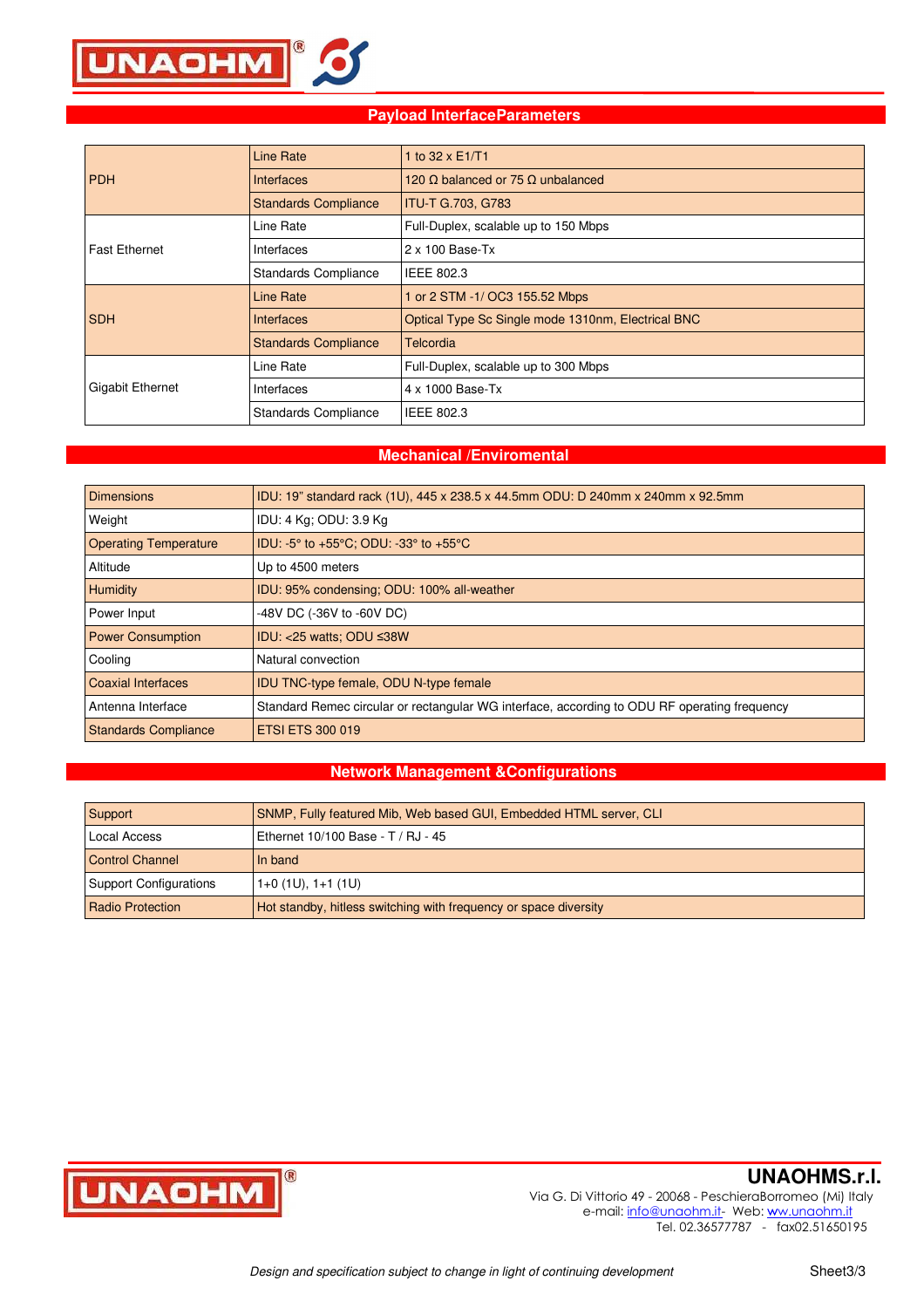## Payload InterfaceParameters

| | | |
|---|---|---|
| PDH | Line Rate | 1 to 32 x E1/T1 |
| | Interfaces | 120 Ω balanced or 75 Ω unbalanced |
| | Standards Compliance | ITU-T G.703, G783 |
| Fast Ethernet | Line Rate | Full-Duplex, scalable up to 150 Mbps |
| | Interfaces | 2 x 100 Base-Tx |
| | Standards Compliance | IEEE 802.3 |
| SDH | Line Rate | 1 or 2 STM -1/ OC3 155.52 Mbps |
| | Interfaces | Optical Type Sc Single mode 1310nm, Electrical BNC |
| | Standards Compliance | Telcordia |
| Gigabit Ethernet | Line Rate | Full-Duplex, scalable up to 300 Mbps |
| | Interfaces | 4 x 1000 Base-Tx |
| | Standards Compliance | IEEE 802.3 |

## Mechanical /Enviromental

| | |
|---|---|
| Dimensions | IDU: 19" standard rack (1U), 445 x 238.5 x 44.5mm ODU: D 240mm x 240mm x 92.5mm |
| Weight | IDU: 4 Kg; ODU: 3.9 Kg |
| Operating Temperature | IDU: -5° to +55°C; ODU: -33° to +55°C |
| Altitude | Up to 4500 meters |
| Humidity | IDU: 95% condensing; ODU: 100% all-weather |
| Power Input | -48V DC (-36V to -60V DC) |
| Power Consumption | IDU: <25 watts; ODU ≤38W |
| Cooling | Natural convection |
| Coaxial Interfaces | IDU TNC-type female, ODU N-type female |
| Antenna Interface | Standard Remec circular or rectangular WG interface, according to ODU RF operating frequency |
| Standards Compliance | ETSI ETS 300 019 |

## Network Management &Configurations

| | |
|---|---|
| Support | SNMP, Fully featured Mib, Web based GUI, Embedded HTML server, CLI |
| Local Access | Ethernet 10/100 Base - T / RJ - 45 |
| Control Channel | In band |
| Support Configurations | 1+0 (1U), 1+1 (1U) |
| Radio Protection | Hot standby, hitless switching with frequency or space diversity |

**UNAOHMS.r.l.**
Via G. Di Vittorio 49 - 20068 - PeschieraBorromeo (Mi) Italy
e-mail: info@unaohm.it- Web: ww.unaohm.it
Tel. 02.36577787 - fax02.51650195

*Design and specification subject to change in light of continuing development*